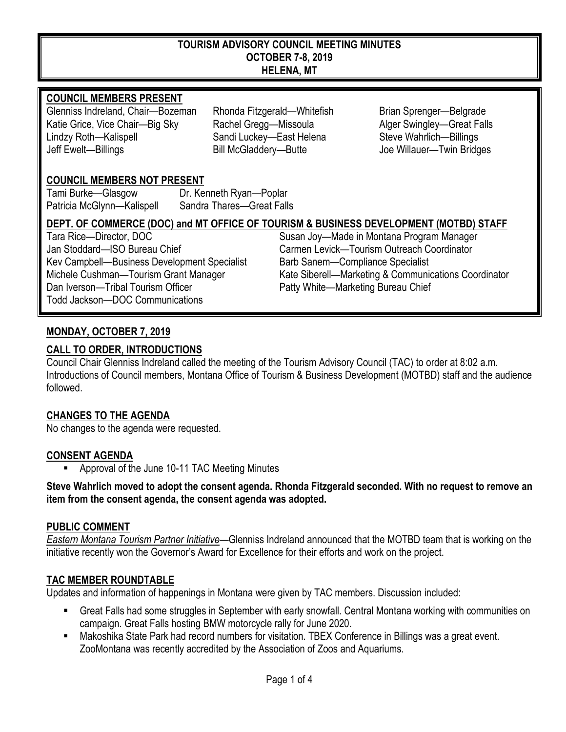# TOURISM ADVISORY COUNCIL MEETING MINUTES
## OCTOBER 7-8, 2019
## HELENA, MT

### COUNCIL MEMBERS PRESENT

Glenniss Indreland, Chair—Bozeman
Katie Grice, Vice Chair—Big Sky
Lindzy Roth—Kalispell
Jeff Ewelt—Billings
Rhonda Fitzgerald—Whitefish
Rachel Gregg—Missoula
Sandi Luckey—East Helena
Bill McGladdery—Butte
Brian Sprenger—Belgrade
Alger Swingley—Great Falls
Steve Wahrlich—Billings
Joe Willauer—Twin Bridges

### COUNCIL MEMBERS NOT PRESENT

Tami Burke—Glasgow
Patricia McGlynn—Kalispell
Dr. Kenneth Ryan—Poplar
Sandra Thares—Great Falls

### DEPT. OF COMMERCE (DOC) and MT OFFICE OF TOURISM & BUSINESS DEVELOPMENT (MOTBD) STAFF

Tara Rice—Director, DOC
Jan Stoddard—ISO Bureau Chief
Kev Campbell—Business Development Specialist
Michele Cushman—Tourism Grant Manager
Dan Iverson—Tribal Tourism Officer
Todd Jackson—DOC Communications
Susan Joy—Made in Montana Program Manager
Carmen Levick—Tourism Outreach Coordinator
Barb Sanem—Compliance Specialist
Kate Siberell—Marketing & Communications Coordinator
Patty White—Marketing Bureau Chief

## MONDAY, OCTOBER 7, 2019

### CALL TO ORDER, INTRODUCTIONS

Council Chair Glenniss Indreland called the meeting of the Tourism Advisory Council (TAC) to order at 8:02 a.m. Introductions of Council members, Montana Office of Tourism & Business Development (MOTBD) staff and the audience followed.

### CHANGES TO THE AGENDA

No changes to the agenda were requested.

### CONSENT AGENDA

- Approval of the June 10-11 TAC Meeting Minutes

**Steve Wahrlich moved to adopt the consent agenda. Rhonda Fitzgerald seconded. With no request to remove an item from the consent agenda, the consent agenda was adopted.**

### PUBLIC COMMENT

*Eastern Montana Tourism Partner Initiative*—Glenniss Indreland announced that the MOTBD team that is working on the initiative recently won the Governor's Award for Excellence for their efforts and work on the project.

### TAC MEMBER ROUNDTABLE

Updates and information of happenings in Montana were given by TAC members. Discussion included:

- Great Falls had some struggles in September with early snowfall. Central Montana working with communities on campaign. Great Falls hosting BMW motorcycle rally for June 2020.
- Makoshika State Park had record numbers for visitation. TBEX Conference in Billings was a great event. ZooMontana was recently accredited by the Association of Zoos and Aquariums.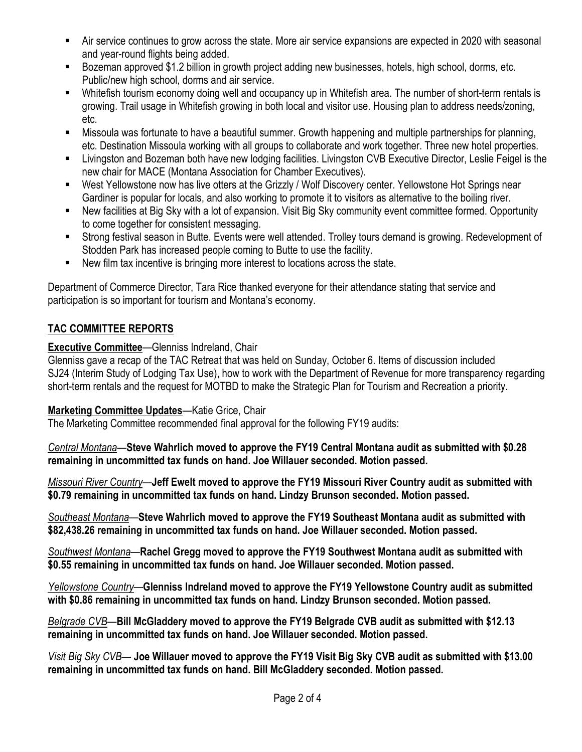- Air service continues to grow across the state. More air service expansions are expected in 2020 with seasonal and year-round flights being added.
- Bozeman approved $1.2 billion in growth project adding new businesses, hotels, high school, dorms, etc. Public/new high school, dorms and air service.
- Whitefish tourism economy doing well and occupancy up in Whitefish area. The number of short-term rentals is growing. Trail usage in Whitefish growing in both local and visitor use. Housing plan to address needs/zoning, etc.
- Missoula was fortunate to have a beautiful summer. Growth happening and multiple partnerships for planning, etc. Destination Missoula working with all groups to collaborate and work together. Three new hotel properties.
- Livingston and Bozeman both have new lodging facilities. Livingston CVB Executive Director, Leslie Feigel is the new chair for MACE (Montana Association for Chamber Executives).
- West Yellowstone now has live otters at the Grizzly / Wolf Discovery center. Yellowstone Hot Springs near Gardiner is popular for locals, and also working to promote it to visitors as alternative to the boiling river.
- New facilities at Big Sky with a lot of expansion. Visit Big Sky community event committee formed. Opportunity to come together for consistent messaging.
- Strong festival season in Butte. Events were well attended. Trolley tours demand is growing. Redevelopment of Stodden Park has increased people coming to Butte to use the facility.
- New film tax incentive is bringing more interest to locations across the state.

Department of Commerce Director, Tara Rice thanked everyone for their attendance stating that service and participation is so important for tourism and Montana's economy.

## TAC COMMITTEE REPORTS

**Executive Committee**—Glenniss Indreland, Chair

Glenniss gave a recap of the TAC Retreat that was held on Sunday, October 6. Items of discussion included SJ24 (Interim Study of Lodging Tax Use), how to work with the Department of Revenue for more transparency regarding short-term rentals and the request for MOTBD to make the Strategic Plan for Tourism and Recreation a priority.

**Marketing Committee Updates**—Katie Grice, Chair

The Marketing Committee recommended final approval for the following FY19 audits:

*Central Montana*—**Steve Wahrlich moved to approve the FY19 Central Montana audit as submitted with $0.28 remaining in uncommitted tax funds on hand. Joe Willauer seconded. Motion passed.**

*Missouri River Country*—**Jeff Ewelt moved to approve the FY19 Missouri River Country audit as submitted with $0.79 remaining in uncommitted tax funds on hand. Lindzy Brunson seconded. Motion passed.**

*Southeast Montana*—**Steve Wahrlich moved to approve the FY19 Southeast Montana audit as submitted with $82,438.26 remaining in uncommitted tax funds on hand. Joe Willauer seconded. Motion passed.**

*Southwest Montana*—**Rachel Gregg moved to approve the FY19 Southwest Montana audit as submitted with $0.55 remaining in uncommitted tax funds on hand. Joe Willauer seconded. Motion passed.**

*Yellowstone Country*—**Glenniss Indreland moved to approve the FY19 Yellowstone Country audit as submitted with $0.86 remaining in uncommitted tax funds on hand. Lindzy Brunson seconded. Motion passed.**

*Belgrade CVB*—**Bill McGladdery moved to approve the FY19 Belgrade CVB audit as submitted with $12.13 remaining in uncommitted tax funds on hand. Joe Willauer seconded. Motion passed.**

*Visit Big Sky CVB*— **Joe Willauer moved to approve the FY19 Visit Big Sky CVB audit as submitted with $13.00 remaining in uncommitted tax funds on hand. Bill McGladdery seconded. Motion passed.**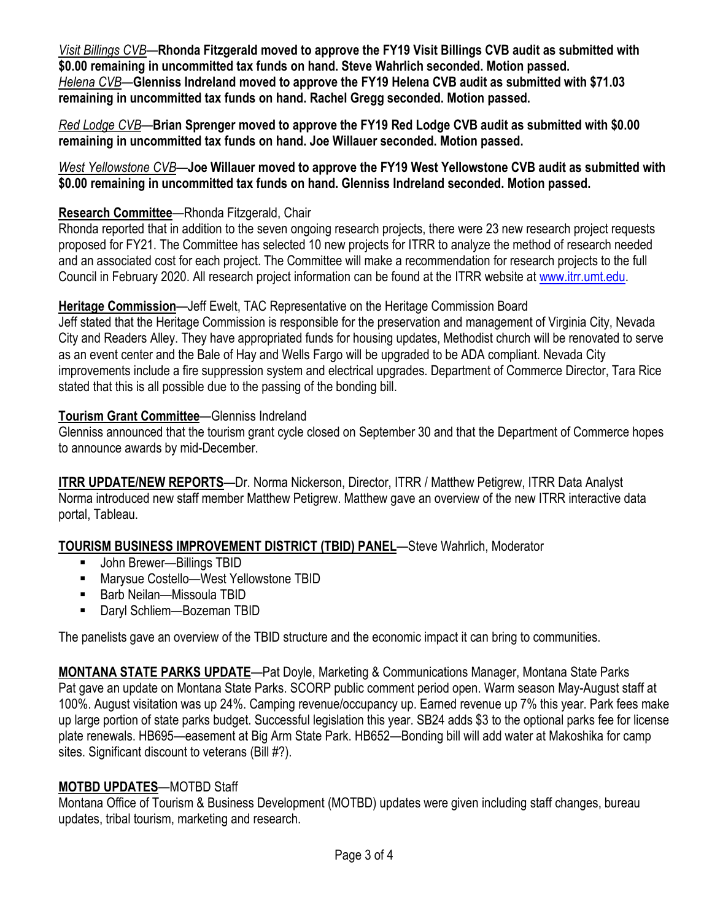*Visit Billings CVB*—**Rhonda Fitzgerald moved to approve the FY19 Visit Billings CVB audit as submitted with $0.00 remaining in uncommitted tax funds on hand. Steve Wahrlich seconded. Motion passed.**
*Helena CVB*—**Glenniss Indreland moved to approve the FY19 Helena CVB audit as submitted with $71.03 remaining in uncommitted tax funds on hand. Rachel Gregg seconded. Motion passed.**

*Red Lodge CVB*—**Brian Sprenger moved to approve the FY19 Red Lodge CVB audit as submitted with $0.00 remaining in uncommitted tax funds on hand. Joe Willauer seconded. Motion passed.**

*West Yellowstone CVB*—**Joe Willauer moved to approve the FY19 West Yellowstone CVB audit as submitted with $0.00 remaining in uncommitted tax funds on hand. Glenniss Indreland seconded. Motion passed.**

**Research Committee**—Rhonda Fitzgerald, Chair
Rhonda reported that in addition to the seven ongoing research projects, there were 23 new research project requests proposed for FY21. The Committee has selected 10 new projects for ITRR to analyze the method of research needed and an associated cost for each project. The Committee will make a recommendation for research projects to the full Council in February 2020. All research project information can be found at the ITRR website at www.itrr.umt.edu.

**Heritage Commission**—Jeff Ewelt, TAC Representative on the Heritage Commission Board
Jeff stated that the Heritage Commission is responsible for the preservation and management of Virginia City, Nevada City and Readers Alley. They have appropriated funds for housing updates, Methodist church will be renovated to serve as an event center and the Bale of Hay and Wells Fargo will be upgraded to be ADA compliant. Nevada City improvements include a fire suppression system and electrical upgrades. Department of Commerce Director, Tara Rice stated that this is all possible due to the passing of the bonding bill.

**Tourism Grant Committee**—Glenniss Indreland
Glenniss announced that the tourism grant cycle closed on September 30 and that the Department of Commerce hopes to announce awards by mid-December.

**ITRR UPDATE/NEW REPORTS**—Dr. Norma Nickerson, Director, ITRR / Matthew Petigrew, ITRR Data Analyst
Norma introduced new staff member Matthew Petigrew. Matthew gave an overview of the new ITRR interactive data portal, Tableau.

**TOURISM BUSINESS IMPROVEMENT DISTRICT (TBID) PANEL**—Steve Wahrlich, Moderator

- John Brewer—Billings TBID
- Marysue Costello—West Yellowstone TBID
- Barb Neilan—Missoula TBID
- Daryl Schliem—Bozeman TBID

The panelists gave an overview of the TBID structure and the economic impact it can bring to communities.

**MONTANA STATE PARKS UPDATE**—Pat Doyle, Marketing & Communications Manager, Montana State Parks
Pat gave an update on Montana State Parks. SCORP public comment period open. Warm season May-August staff at 100%. August visitation was up 24%. Camping revenue/occupancy up. Earned revenue up 7% this year. Park fees make up large portion of state parks budget. Successful legislation this year. SB24 adds $3 to the optional parks fee for license plate renewals. HB695—easement at Big Arm State Park. HB652—Bonding bill will add water at Makoshika for camp sites. Significant discount to veterans (Bill #?).

**MOTBD UPDATES**—MOTBD Staff
Montana Office of Tourism & Business Development (MOTBD) updates were given including staff changes, bureau updates, tribal tourism, marketing and research.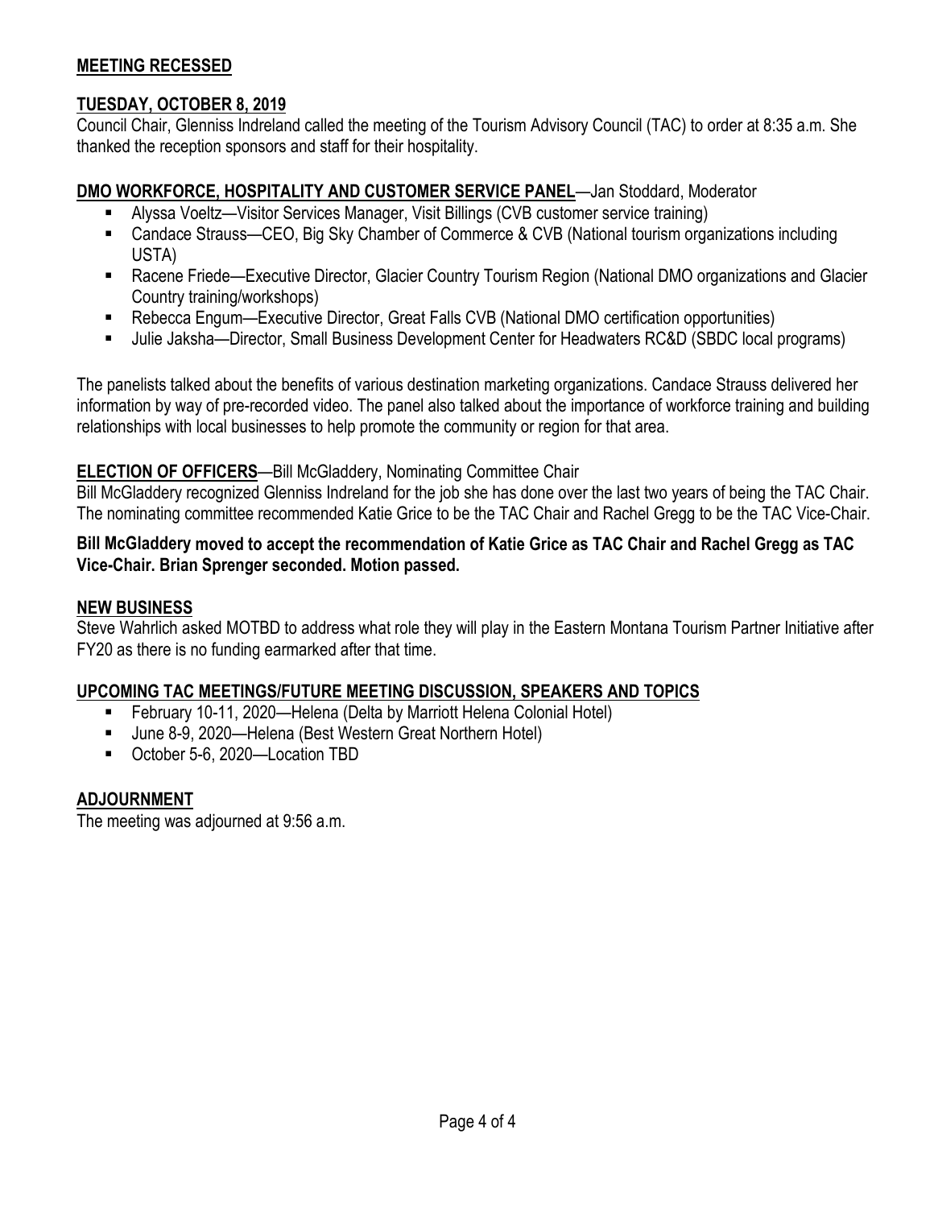## MEETING RECESSED

## TUESDAY, OCTOBER 8, 2019

Council Chair, Glenniss Indreland called the meeting of the Tourism Advisory Council (TAC) to order at 8:35 a.m. She thanked the reception sponsors and staff for their hospitality.

## DMO WORKFORCE, HOSPITALITY AND CUSTOMER SERVICE PANEL—Jan Stoddard, Moderator

- Alyssa Voeltz—Visitor Services Manager, Visit Billings (CVB customer service training)
- Candace Strauss—CEO, Big Sky Chamber of Commerce & CVB (National tourism organizations including USTA)
- Racene Friede—Executive Director, Glacier Country Tourism Region (National DMO organizations and Glacier Country training/workshops)
- Rebecca Engum—Executive Director, Great Falls CVB (National DMO certification opportunities)
- Julie Jaksha—Director, Small Business Development Center for Headwaters RC&D (SBDC local programs)

The panelists talked about the benefits of various destination marketing organizations. Candace Strauss delivered her information by way of pre-recorded video. The panel also talked about the importance of workforce training and building relationships with local businesses to help promote the community or region for that area.

## ELECTION OF OFFICERS—Bill McGladdery, Nominating Committee Chair

Bill McGladdery recognized Glenniss Indreland for the job she has done over the last two years of being the TAC Chair. The nominating committee recommended Katie Grice to be the TAC Chair and Rachel Gregg to be the TAC Vice-Chair.

**Bill McGladdery moved to accept the recommendation of Katie Grice as TAC Chair and Rachel Gregg as TAC Vice-Chair. Brian Sprenger seconded. Motion passed.**

## NEW BUSINESS

Steve Wahrlich asked MOTBD to address what role they will play in the Eastern Montana Tourism Partner Initiative after FY20 as there is no funding earmarked after that time.

## UPCOMING TAC MEETINGS/FUTURE MEETING DISCUSSION, SPEAKERS AND TOPICS

- February 10-11, 2020—Helena (Delta by Marriott Helena Colonial Hotel)
- June 8-9, 2020—Helena (Best Western Great Northern Hotel)
- October 5-6, 2020—Location TBD

## ADJOURNMENT

The meeting was adjourned at 9:56 a.m.